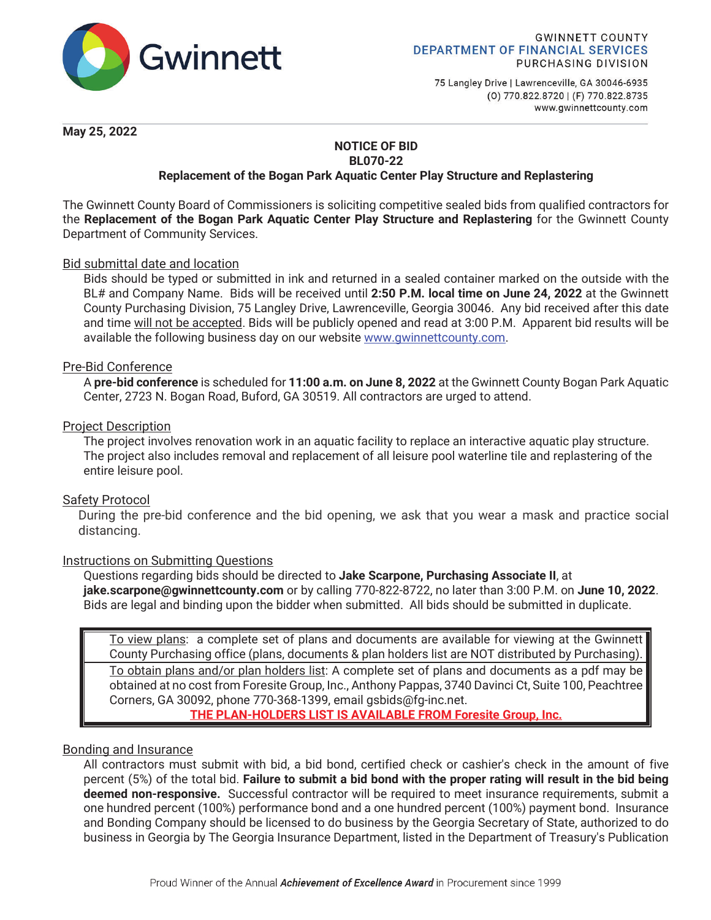Gwinnett

GWINNETT COUNTY
DEPARTMENT OF FINANCIAL SERVICES
PURCHASING DIVISION

75 Langley Drive | Lawrenceville, GA 30046-6935
(O) 770.822.8720 | (F) 770.822.8735
www.gwinnettcounty.com

**May 25, 2022**

**NOTICE OF BID**
**BL070-22**
**Replacement of the Bogan Park Aquatic Center Play Structure and Replastering**

The Gwinnett County Board of Commissioners is soliciting competitive sealed bids from qualified contractors for the **Replacement of the Bogan Park Aquatic Center Play Structure and Replastering** for the Gwinnett County Department of Community Services.

Bid submittal date and location

Bids should be typed or submitted in ink and returned in a sealed container marked on the outside with the BL# and Company Name. Bids will be received until **2:50 P.M. local time on June 24, 2022** at the Gwinnett County Purchasing Division, 75 Langley Drive, Lawrenceville, Georgia 30046. Any bid received after this date and time will not be accepted. Bids will be publicly opened and read at 3:00 P.M. Apparent bid results will be available the following business day on our website www.gwinnettcounty.com.

Pre-Bid Conference

A **pre-bid conference** is scheduled for **11:00 a.m. on June 8, 2022** at the Gwinnett County Bogan Park Aquatic Center, 2723 N. Bogan Road, Buford, GA 30519. All contractors are urged to attend.

Project Description

The project involves renovation work in an aquatic facility to replace an interactive aquatic play structure. The project also includes removal and replacement of all leisure pool waterline tile and replastering of the entire leisure pool.

Safety Protocol

During the pre-bid conference and the bid opening, we ask that you wear a mask and practice social distancing.

Instructions on Submitting Questions

Questions regarding bids should be directed to **Jake Scarpone, Purchasing Associate II**, at **jake.scarpone@gwinnettcounty.com** or by calling 770-822-8722, no later than 3:00 P.M. on **June 10, 2022**. Bids are legal and binding upon the bidder when submitted. All bids should be submitted in duplicate.

To view plans: a complete set of plans and documents are available for viewing at the Gwinnett County Purchasing office (plans, documents & plan holders list are NOT distributed by Purchasing).

To obtain plans and/or plan holders list: A complete set of plans and documents as a pdf may be obtained at no cost from Foresite Group, Inc., Anthony Pappas, 3740 Davinci Ct, Suite 100, Peachtree Corners, GA 30092, phone 770-368-1399, email gsbids@fg-inc.net.

**THE PLAN-HOLDERS LIST IS AVAILABLE FROM Foresite Group, Inc.**

Bonding and Insurance

All contractors must submit with bid, a bid bond, certified check or cashier's check in the amount of five percent (5%) of the total bid. **Failure to submit a bid bond with the proper rating will result in the bid being deemed non-responsive.** Successful contractor will be required to meet insurance requirements, submit a one hundred percent (100%) performance bond and a one hundred percent (100%) payment bond. Insurance and Bonding Company should be licensed to do business by the Georgia Secretary of State, authorized to do business in Georgia by The Georgia Insurance Department, listed in the Department of Treasury's Publication

Proud Winner of the Annual ***Achievement of Excellence Award*** in Procurement since 1999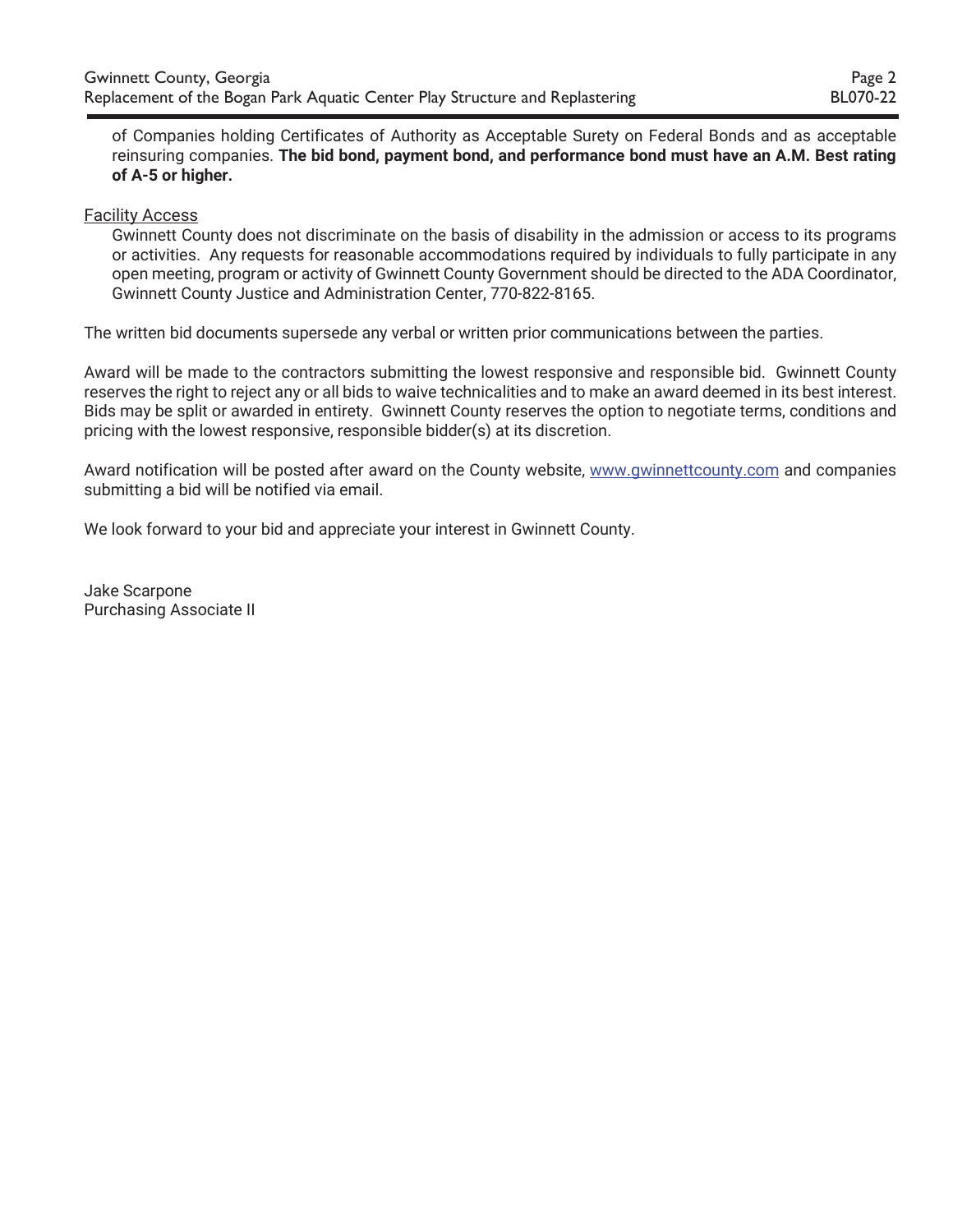of Companies holding Certificates of Authority as Acceptable Surety on Federal Bonds and as acceptable reinsuring companies. **The bid bond, payment bond, and performance bond must have an A.M. Best rating of A-5 or higher.**

Facility Access

Gwinnett County does not discriminate on the basis of disability in the admission or access to its programs or activities. Any requests for reasonable accommodations required by individuals to fully participate in any open meeting, program or activity of Gwinnett County Government should be directed to the ADA Coordinator, Gwinnett County Justice and Administration Center, 770-822-8165.

The written bid documents supersede any verbal or written prior communications between the parties.

Award will be made to the contractors submitting the lowest responsive and responsible bid. Gwinnett County reserves the right to reject any or all bids to waive technicalities and to make an award deemed in its best interest. Bids may be split or awarded in entirety. Gwinnett County reserves the option to negotiate terms, conditions and pricing with the lowest responsive, responsible bidder(s) at its discretion.

Award notification will be posted after award on the County website, www.gwinnettcounty.com and companies submitting a bid will be notified via email.

We look forward to your bid and appreciate your interest in Gwinnett County.

Jake Scarpone
Purchasing Associate II